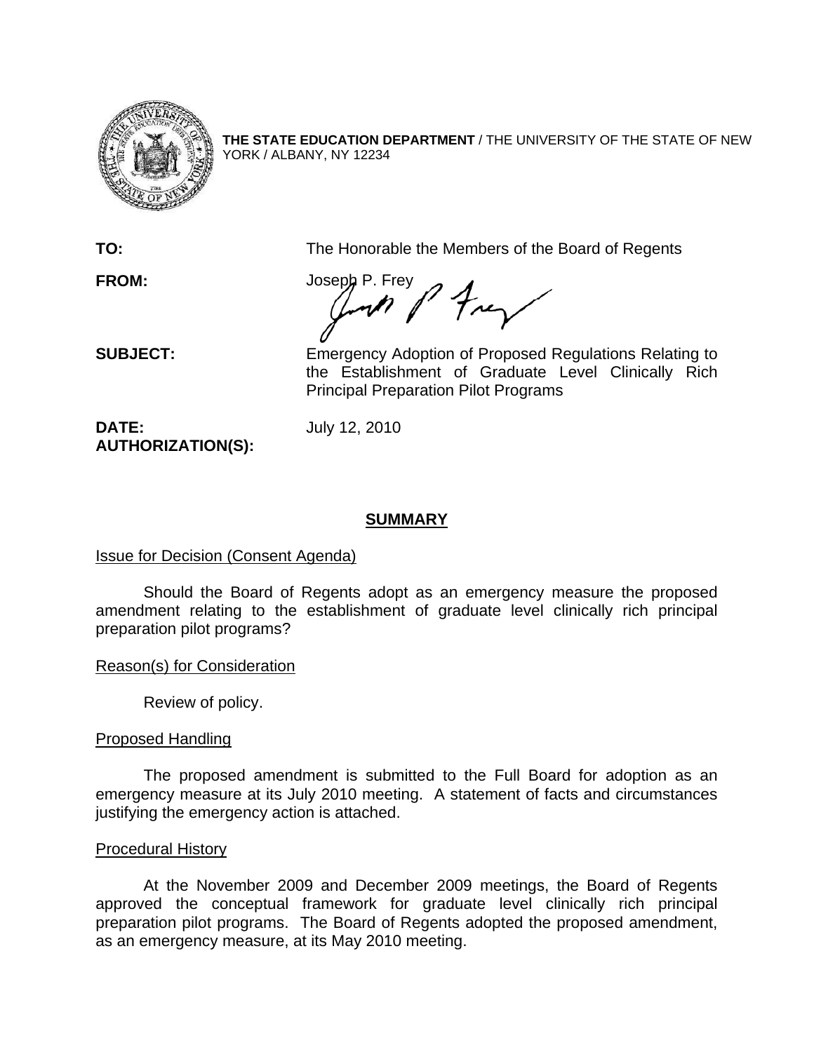**THE STATE EDUCATION DEPARTMENT** / THE UNIVERSITY OF THE STATE OF NEW YORK / ALBANY, NY 12234

**TO:** The Honorable the Members of the Board of Regents

**FROM:** Joseph P. Frey

**SUBJECT:** Emergency Adoption of Proposed Regulations Relating to the Establishment of Graduate Level Clinically Rich Principal Preparation Pilot Programs

**DATE:** July 12, 2010

**AUTHORIZATION(S):**

## SUMMARY

Issue for Decision (Consent Agenda)

Should the Board of Regents adopt as an emergency measure the proposed amendment relating to the establishment of graduate level clinically rich principal preparation pilot programs?

Reason(s) for Consideration

Review of policy.

Proposed Handling

The proposed amendment is submitted to the Full Board for adoption as an emergency measure at its July 2010 meeting. A statement of facts and circumstances justifying the emergency action is attached.

Procedural History

At the November 2009 and December 2009 meetings, the Board of Regents approved the conceptual framework for graduate level clinically rich principal preparation pilot programs. The Board of Regents adopted the proposed amendment, as an emergency measure, at its May 2010 meeting.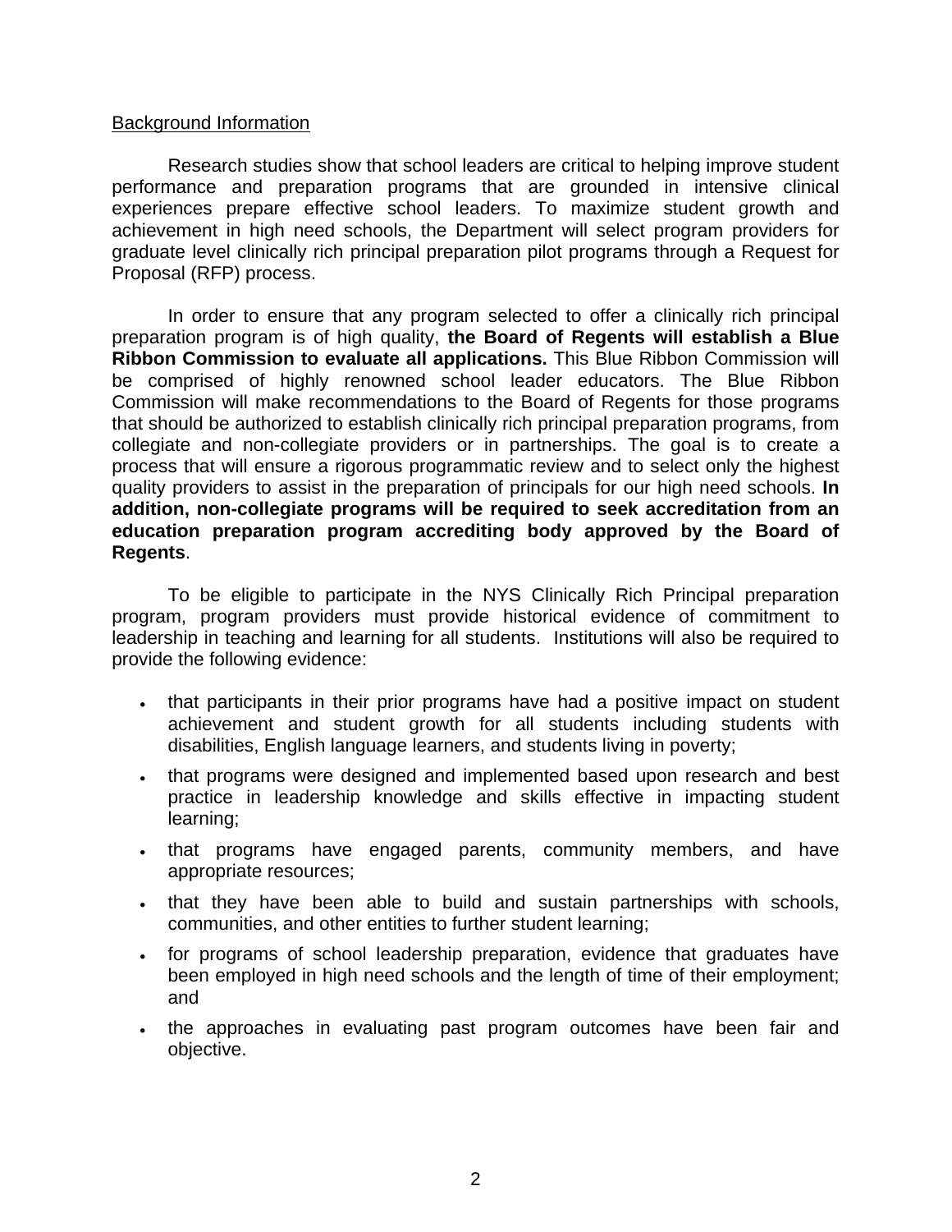Background Information

Research studies show that school leaders are critical to helping improve student performance and preparation programs that are grounded in intensive clinical experiences prepare effective school leaders. To maximize student growth and achievement in high need schools, the Department will select program providers for graduate level clinically rich principal preparation pilot programs through a Request for Proposal (RFP) process.

In order to ensure that any program selected to offer a clinically rich principal preparation program is of high quality, **the Board of Regents will establish a Blue Ribbon Commission to evaluate all applications.** This Blue Ribbon Commission will be comprised of highly renowned school leader educators. The Blue Ribbon Commission will make recommendations to the Board of Regents for those programs that should be authorized to establish clinically rich principal preparation programs, from collegiate and non-collegiate providers or in partnerships. The goal is to create a process that will ensure a rigorous programmatic review and to select only the highest quality providers to assist in the preparation of principals for our high need schools. **In addition, non-collegiate programs will be required to seek accreditation from an education preparation program accrediting body approved by the Board of Regents**.

To be eligible to participate in the NYS Clinically Rich Principal preparation program, program providers must provide historical evidence of commitment to leadership in teaching and learning for all students. Institutions will also be required to provide the following evidence:

- that participants in their prior programs have had a positive impact on student achievement and student growth for all students including students with disabilities, English language learners, and students living in poverty;
- that programs were designed and implemented based upon research and best practice in leadership knowledge and skills effective in impacting student learning;
- that programs have engaged parents, community members, and have appropriate resources;
- that they have been able to build and sustain partnerships with schools, communities, and other entities to further student learning;
- for programs of school leadership preparation, evidence that graduates have been employed in high need schools and the length of time of their employment; and
- the approaches in evaluating past program outcomes have been fair and objective.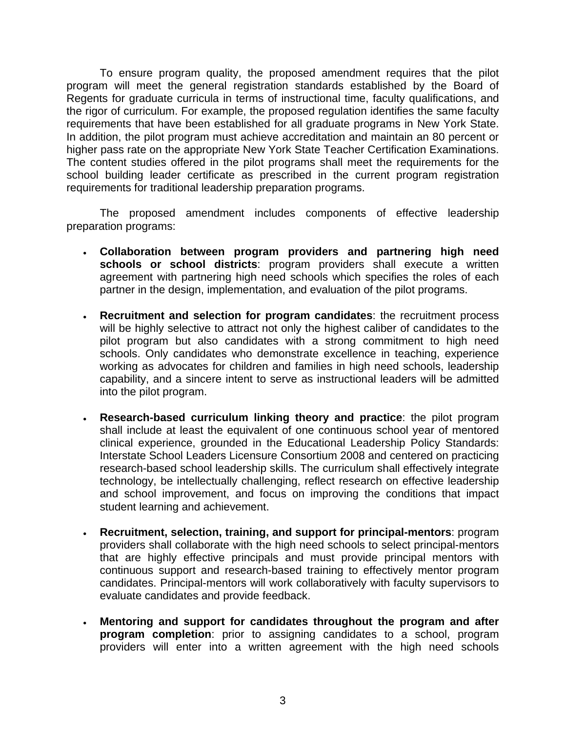To ensure program quality, the proposed amendment requires that the pilot program will meet the general registration standards established by the Board of Regents for graduate curricula in terms of instructional time, faculty qualifications, and the rigor of curriculum. For example, the proposed regulation identifies the same faculty requirements that have been established for all graduate programs in New York State. In addition, the pilot program must achieve accreditation and maintain an 80 percent or higher pass rate on the appropriate New York State Teacher Certification Examinations. The content studies offered in the pilot programs shall meet the requirements for the school building leader certificate as prescribed in the current program registration requirements for traditional leadership preparation programs.

The proposed amendment includes components of effective leadership preparation programs:

- **Collaboration between program providers and partnering high need schools or school districts**: program providers shall execute a written agreement with partnering high need schools which specifies the roles of each partner in the design, implementation, and evaluation of the pilot programs.

- **Recruitment and selection for program candidates**: the recruitment process will be highly selective to attract not only the highest caliber of candidates to the pilot program but also candidates with a strong commitment to high need schools. Only candidates who demonstrate excellence in teaching, experience working as advocates for children and families in high need schools, leadership capability, and a sincere intent to serve as instructional leaders will be admitted into the pilot program.

- **Research-based curriculum linking theory and practice**: the pilot program shall include at least the equivalent of one continuous school year of mentored clinical experience, grounded in the Educational Leadership Policy Standards: Interstate School Leaders Licensure Consortium 2008 and centered on practicing research-based school leadership skills. The curriculum shall effectively integrate technology, be intellectually challenging, reflect research on effective leadership and school improvement, and focus on improving the conditions that impact student learning and achievement.

- **Recruitment, selection, training, and support for principal-mentors**: program providers shall collaborate with the high need schools to select principal-mentors that are highly effective principals and must provide principal mentors with continuous support and research-based training to effectively mentor program candidates. Principal-mentors will work collaboratively with faculty supervisors to evaluate candidates and provide feedback.

- **Mentoring and support for candidates throughout the program and after program completion**: prior to assigning candidates to a school, program providers will enter into a written agreement with the high need schools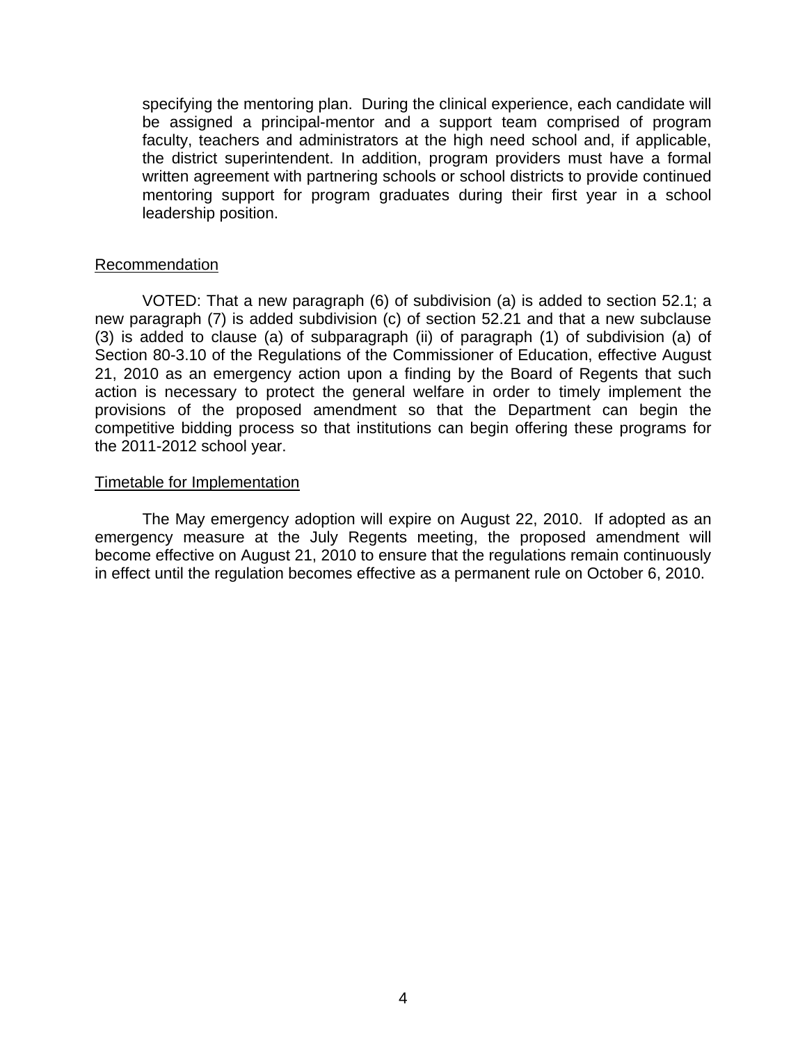specifying the mentoring plan. During the clinical experience, each candidate will be assigned a principal-mentor and a support team comprised of program faculty, teachers and administrators at the high need school and, if applicable, the district superintendent. In addition, program providers must have a formal written agreement with partnering schools or school districts to provide continued mentoring support for program graduates during their first year in a school leadership position.

## Recommendation

VOTED: That a new paragraph (6) of subdivision (a) is added to section 52.1; a new paragraph (7) is added subdivision (c) of section 52.21 and that a new subclause (3) is added to clause (a) of subparagraph (ii) of paragraph (1) of subdivision (a) of Section 80-3.10 of the Regulations of the Commissioner of Education, effective August 21, 2010 as an emergency action upon a finding by the Board of Regents that such action is necessary to protect the general welfare in order to timely implement the provisions of the proposed amendment so that the Department can begin the competitive bidding process so that institutions can begin offering these programs for the 2011-2012 school year.

## Timetable for Implementation

The May emergency adoption will expire on August 22, 2010. If adopted as an emergency measure at the July Regents meeting, the proposed amendment will become effective on August 21, 2010 to ensure that the regulations remain continuously in effect until the regulation becomes effective as a permanent rule on October 6, 2010.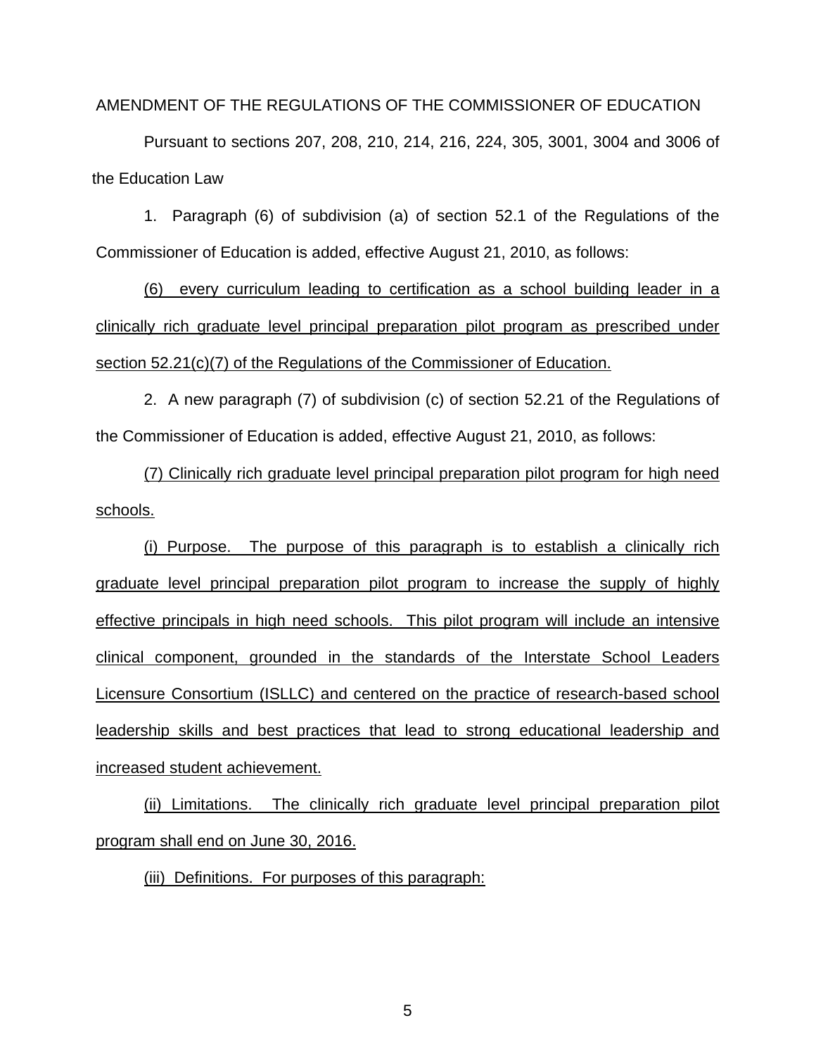AMENDMENT OF THE REGULATIONS OF THE COMMISSIONER OF EDUCATION

Pursuant to sections 207, 208, 210, 214, 216, 224, 305, 3001, 3004 and 3006 of the Education Law

1. Paragraph (6) of subdivision (a) of section 52.1 of the Regulations of the Commissioner of Education is added, effective August 21, 2010, as follows:

(6) every curriculum leading to certification as a school building leader in a clinically rich graduate level principal preparation pilot program as prescribed under section 52.21(c)(7) of the Regulations of the Commissioner of Education.

2. A new paragraph (7) of subdivision (c) of section 52.21 of the Regulations of the Commissioner of Education is added, effective August 21, 2010, as follows:

(7) Clinically rich graduate level principal preparation pilot program for high need schools.

(i) Purpose. The purpose of this paragraph is to establish a clinically rich graduate level principal preparation pilot program to increase the supply of highly effective principals in high need schools. This pilot program will include an intensive clinical component, grounded in the standards of the Interstate School Leaders Licensure Consortium (ISLLC) and centered on the practice of research-based school leadership skills and best practices that lead to strong educational leadership and increased student achievement.

(ii) Limitations. The clinically rich graduate level principal preparation pilot program shall end on June 30, 2016.

(iii) Definitions. For purposes of this paragraph: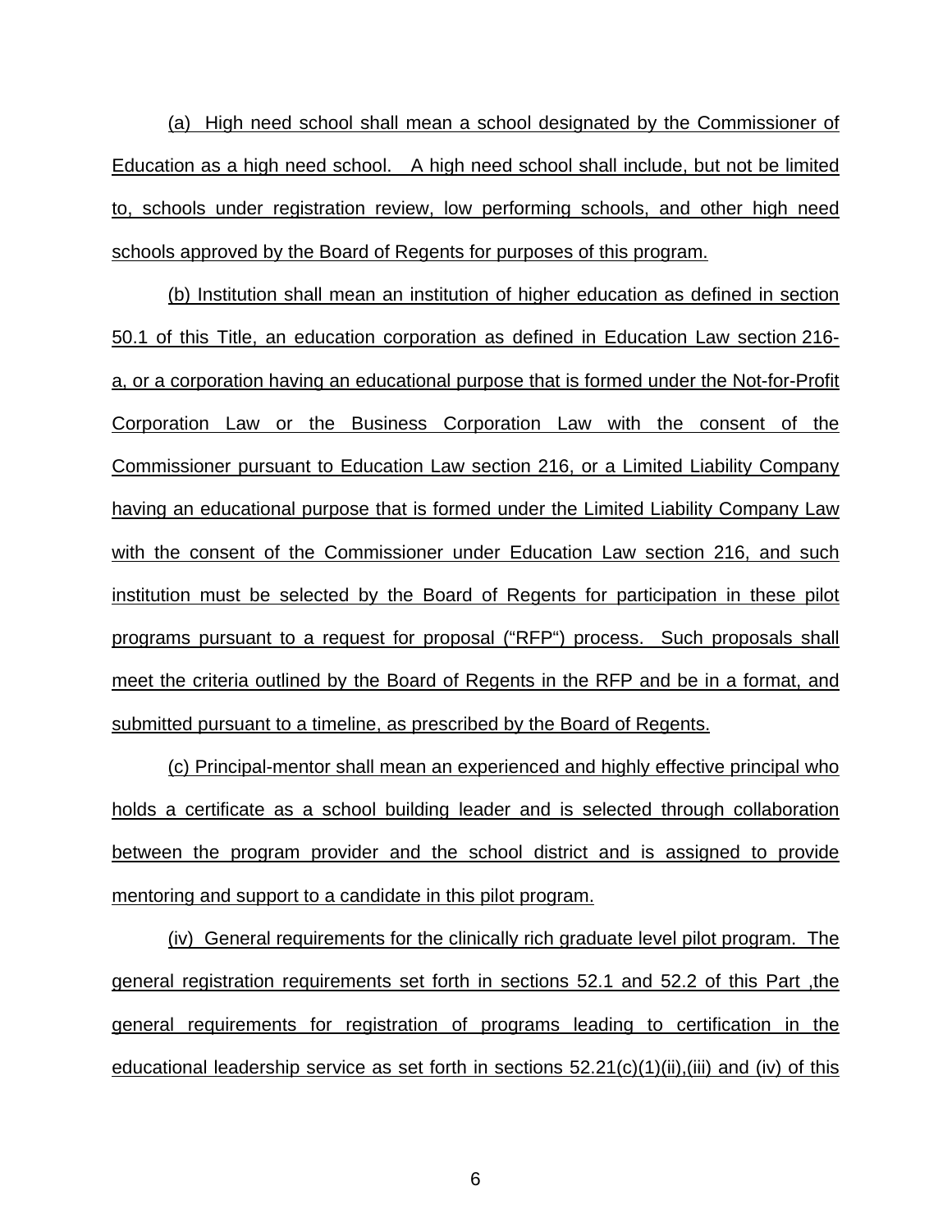(a) High need school shall mean a school designated by the Commissioner of Education as a high need school. A high need school shall include, but not be limited to, schools under registration review, low performing schools, and other high need schools approved by the Board of Regents for purposes of this program.

(b) Institution shall mean an institution of higher education as defined in section 50.1 of this Title, an education corporation as defined in Education Law section 216-a, or a corporation having an educational purpose that is formed under the Not-for-Profit Corporation Law or the Business Corporation Law with the consent of the Commissioner pursuant to Education Law section 216, or a Limited Liability Company having an educational purpose that is formed under the Limited Liability Company Law with the consent of the Commissioner under Education Law section 216, and such institution must be selected by the Board of Regents for participation in these pilot programs pursuant to a request for proposal ("RFP") process. Such proposals shall meet the criteria outlined by the Board of Regents in the RFP and be in a format, and submitted pursuant to a timeline, as prescribed by the Board of Regents.

(c) Principal-mentor shall mean an experienced and highly effective principal who holds a certificate as a school building leader and is selected through collaboration between the program provider and the school district and is assigned to provide mentoring and support to a candidate in this pilot program.

(iv) General requirements for the clinically rich graduate level pilot program. The general registration requirements set forth in sections 52.1 and 52.2 of this Part ,the general requirements for registration of programs leading to certification in the educational leadership service as set forth in sections 52.21(c)(1)(ii),(iii) and (iv) of this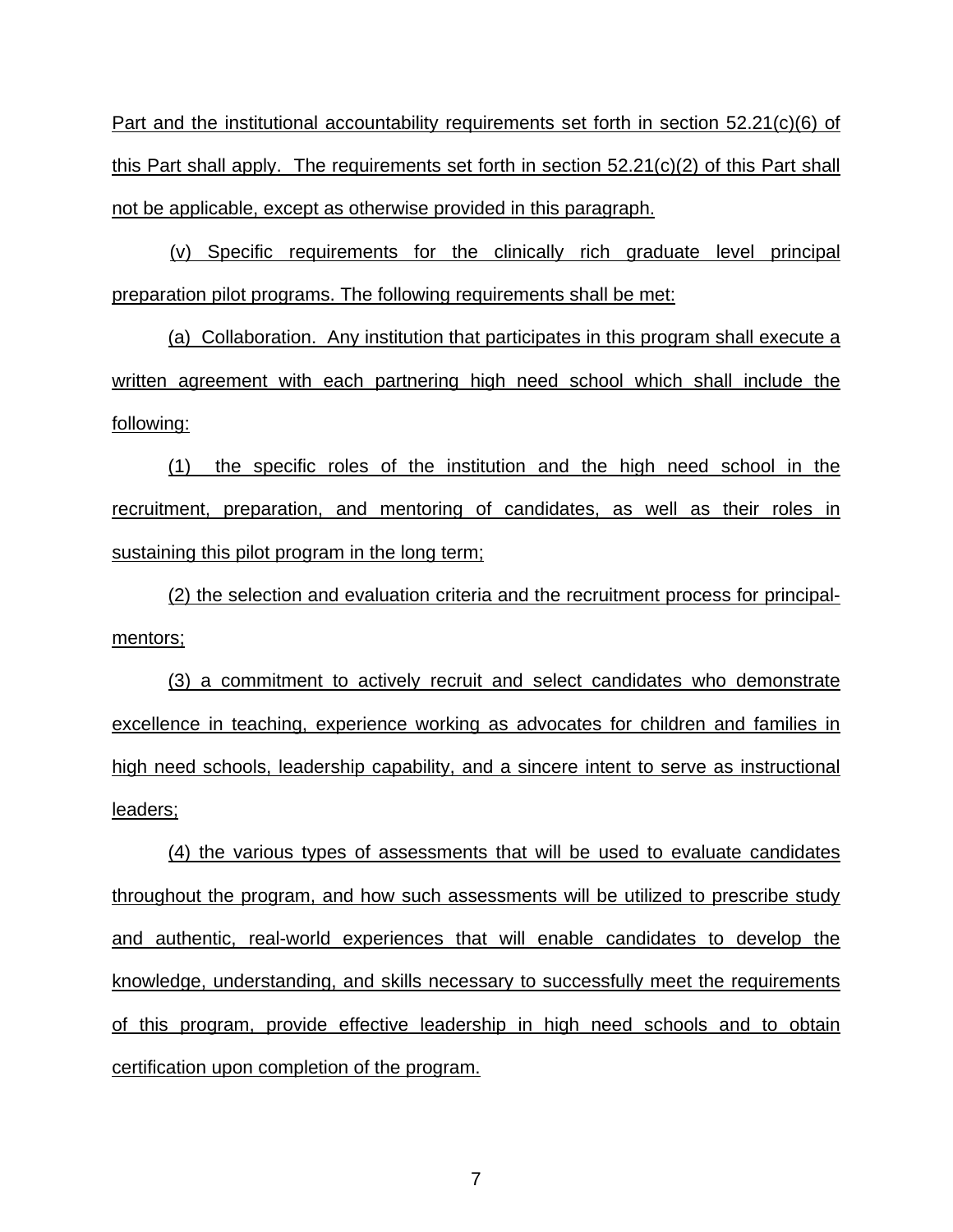Part and the institutional accountability requirements set forth in section 52.21(c)(6) of this Part shall apply. The requirements set forth in section 52.21(c)(2) of this Part shall not be applicable, except as otherwise provided in this paragraph.

(v) Specific requirements for the clinically rich graduate level principal preparation pilot programs. The following requirements shall be met:

(a) Collaboration. Any institution that participates in this program shall execute a written agreement with each partnering high need school which shall include the following:

(1) the specific roles of the institution and the high need school in the recruitment, preparation, and mentoring of candidates, as well as their roles in sustaining this pilot program in the long term;

(2) the selection and evaluation criteria and the recruitment process for principal-mentors;

(3) a commitment to actively recruit and select candidates who demonstrate excellence in teaching, experience working as advocates for children and families in high need schools, leadership capability, and a sincere intent to serve as instructional leaders;

(4) the various types of assessments that will be used to evaluate candidates throughout the program, and how such assessments will be utilized to prescribe study and authentic, real-world experiences that will enable candidates to develop the knowledge, understanding, and skills necessary to successfully meet the requirements of this program, provide effective leadership in high need schools and to obtain certification upon completion of the program.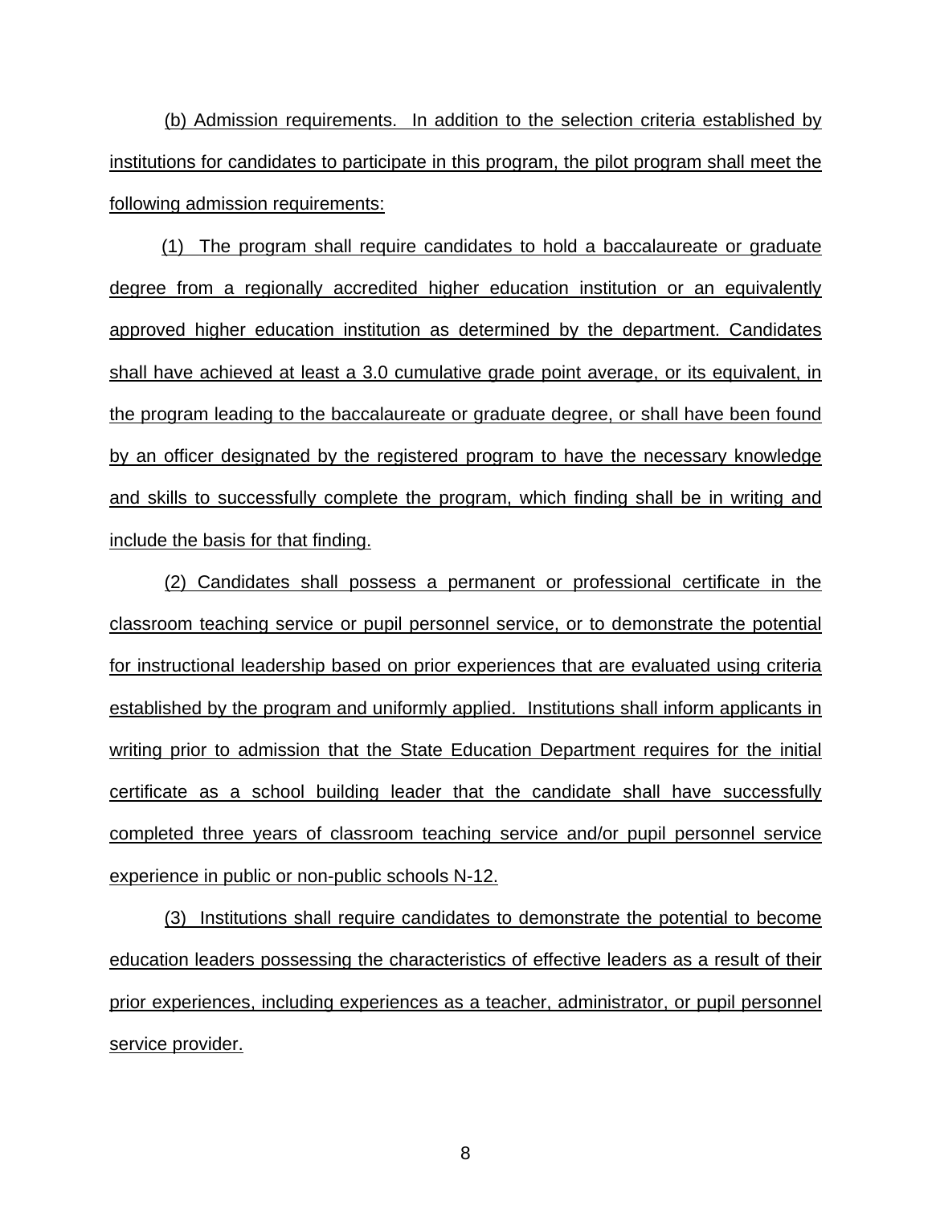(b) Admission requirements. In addition to the selection criteria established by institutions for candidates to participate in this program, the pilot program shall meet the following admission requirements:

(1) The program shall require candidates to hold a baccalaureate or graduate degree from a regionally accredited higher education institution or an equivalently approved higher education institution as determined by the department. Candidates shall have achieved at least a 3.0 cumulative grade point average, or its equivalent, in the program leading to the baccalaureate or graduate degree, or shall have been found by an officer designated by the registered program to have the necessary knowledge and skills to successfully complete the program, which finding shall be in writing and include the basis for that finding.

(2) Candidates shall possess a permanent or professional certificate in the classroom teaching service or pupil personnel service, or to demonstrate the potential for instructional leadership based on prior experiences that are evaluated using criteria established by the program and uniformly applied. Institutions shall inform applicants in writing prior to admission that the State Education Department requires for the initial certificate as a school building leader that the candidate shall have successfully completed three years of classroom teaching service and/or pupil personnel service experience in public or non-public schools N-12.

(3) Institutions shall require candidates to demonstrate the potential to become education leaders possessing the characteristics of effective leaders as a result of their prior experiences, including experiences as a teacher, administrator, or pupil personnel service provider.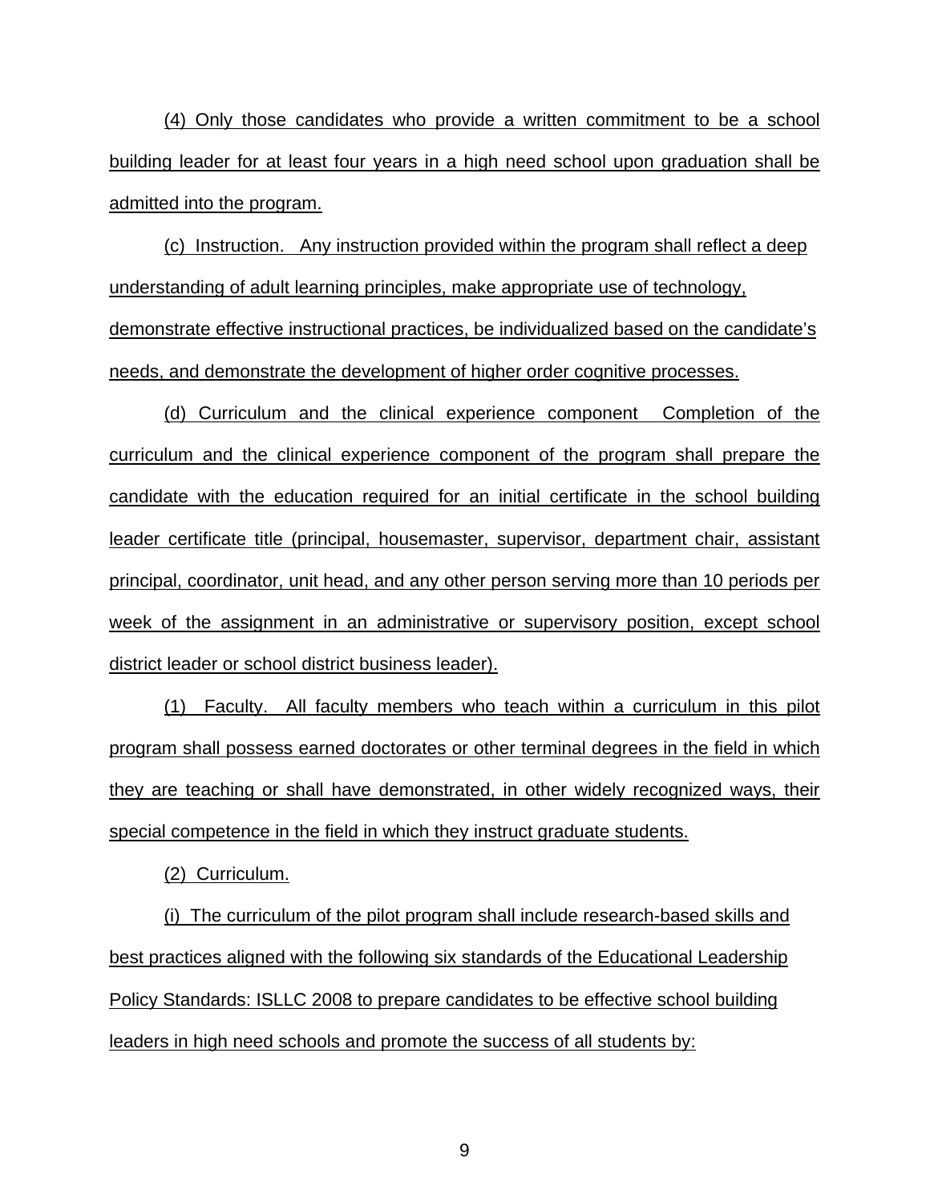(4) Only those candidates who provide a written commitment to be a school building leader for at least four years in a high need school upon graduation shall be admitted into the program.

(c) Instruction. Any instruction provided within the program shall reflect a deep understanding of adult learning principles, make appropriate use of technology, demonstrate effective instructional practices, be individualized based on the candidate's needs, and demonstrate the development of higher order cognitive processes.

(d) Curriculum and the clinical experience component Completion of the curriculum and the clinical experience component of the program shall prepare the candidate with the education required for an initial certificate in the school building leader certificate title (principal, housemaster, supervisor, department chair, assistant principal, coordinator, unit head, and any other person serving more than 10 periods per week of the assignment in an administrative or supervisory position, except school district leader or school district business leader).

(1) Faculty. All faculty members who teach within a curriculum in this pilot program shall possess earned doctorates or other terminal degrees in the field in which they are teaching or shall have demonstrated, in other widely recognized ways, their special competence in the field in which they instruct graduate students.

(2) Curriculum.

(i) The curriculum of the pilot program shall include research-based skills and best practices aligned with the following six standards of the Educational Leadership Policy Standards: ISLLC 2008 to prepare candidates to be effective school building leaders in high need schools and promote the success of all students by: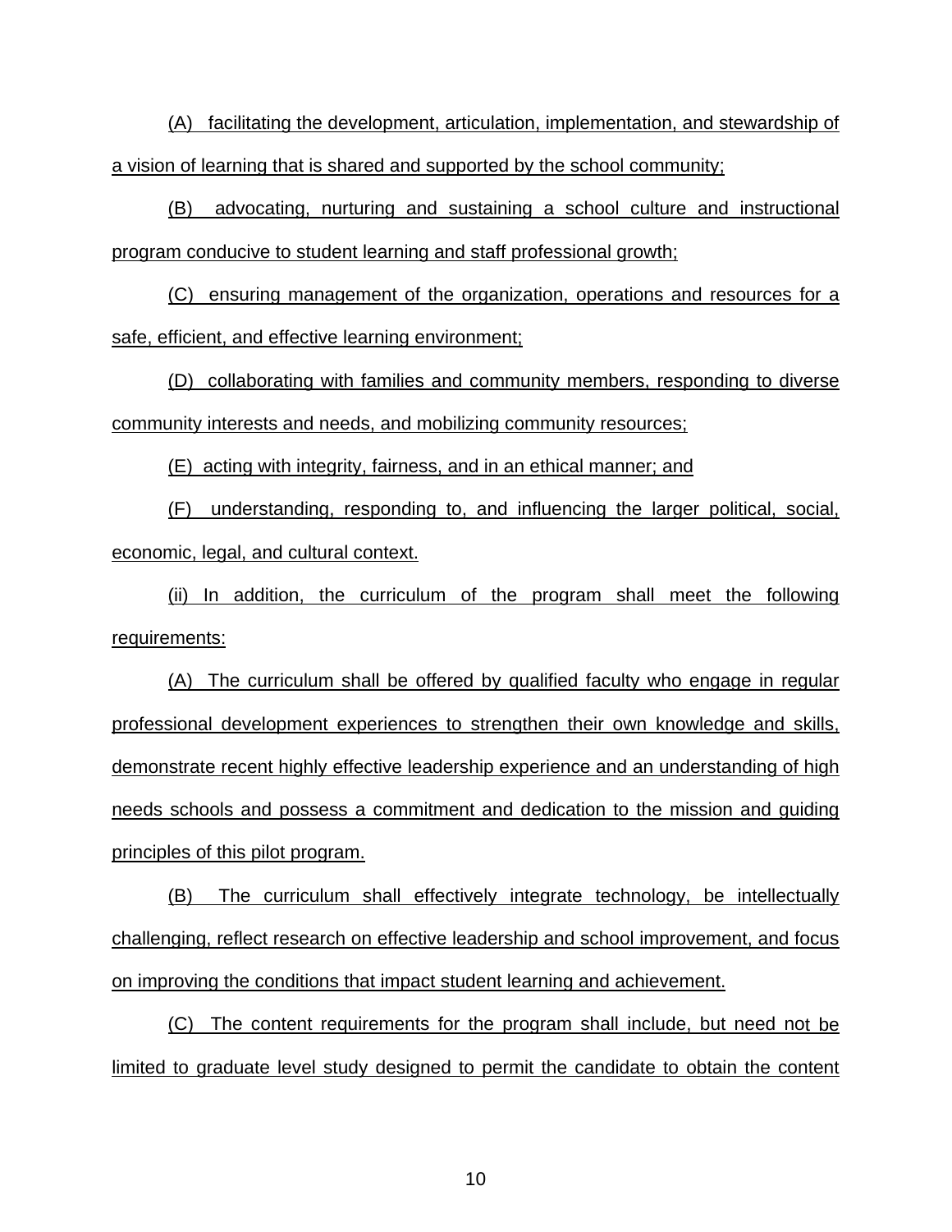(A) facilitating the development, articulation, implementation, and stewardship of a vision of learning that is shared and supported by the school community;

(B) advocating, nurturing and sustaining a school culture and instructional program conducive to student learning and staff professional growth;

(C) ensuring management of the organization, operations and resources for a safe, efficient, and effective learning environment;

(D) collaborating with families and community members, responding to diverse community interests and needs, and mobilizing community resources;

(E) acting with integrity, fairness, and in an ethical manner; and

(F) understanding, responding to, and influencing the larger political, social, economic, legal, and cultural context.

(ii) In addition, the curriculum of the program shall meet the following requirements:

(A) The curriculum shall be offered by qualified faculty who engage in regular professional development experiences to strengthen their own knowledge and skills, demonstrate recent highly effective leadership experience and an understanding of high needs schools and possess a commitment and dedication to the mission and guiding principles of this pilot program.

(B) The curriculum shall effectively integrate technology, be intellectually challenging, reflect research on effective leadership and school improvement, and focus on improving the conditions that impact student learning and achievement.

(C) The content requirements for the program shall include, but need not be limited to graduate level study designed to permit the candidate to obtain the content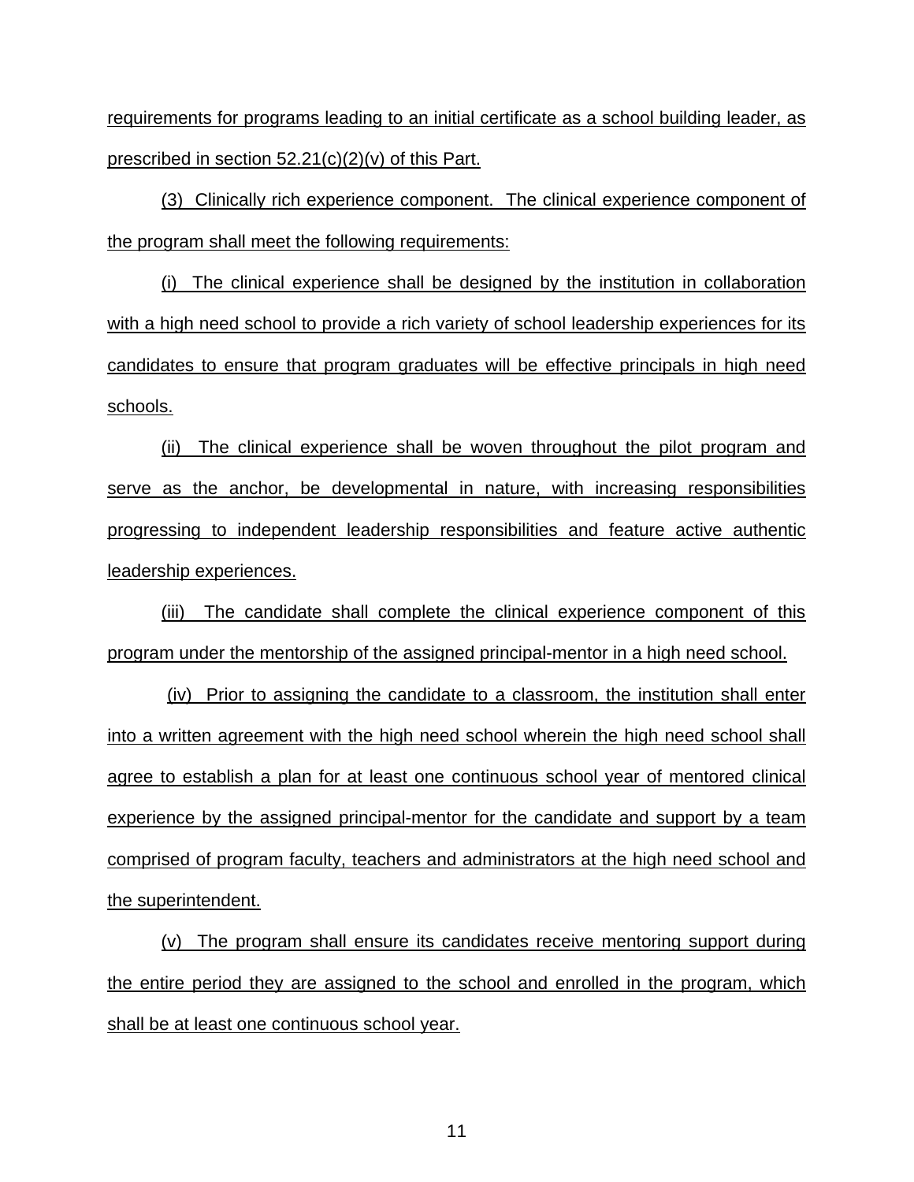requirements for programs leading to an initial certificate as a school building leader, as prescribed in section 52.21(c)(2)(v) of this Part.

(3) Clinically rich experience component. The clinical experience component of the program shall meet the following requirements:

(i) The clinical experience shall be designed by the institution in collaboration with a high need school to provide a rich variety of school leadership experiences for its candidates to ensure that program graduates will be effective principals in high need schools.

(ii) The clinical experience shall be woven throughout the pilot program and serve as the anchor, be developmental in nature, with increasing responsibilities progressing to independent leadership responsibilities and feature active authentic leadership experiences.

(iii) The candidate shall complete the clinical experience component of this program under the mentorship of the assigned principal-mentor in a high need school.

(iv) Prior to assigning the candidate to a classroom, the institution shall enter into a written agreement with the high need school wherein the high need school shall agree to establish a plan for at least one continuous school year of mentored clinical experience by the assigned principal-mentor for the candidate and support by a team comprised of program faculty, teachers and administrators at the high need school and the superintendent.

(v) The program shall ensure its candidates receive mentoring support during the entire period they are assigned to the school and enrolled in the program, which shall be at least one continuous school year.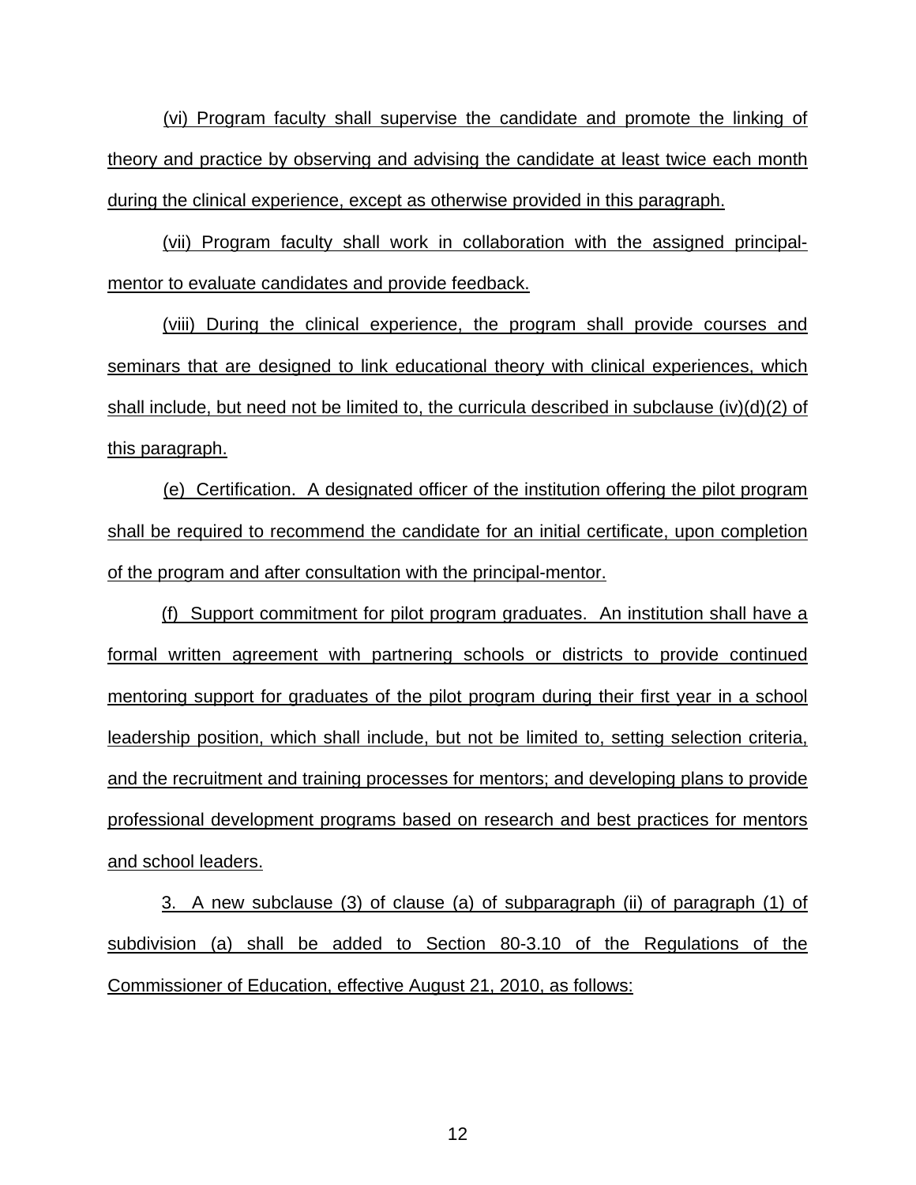(vi) Program faculty shall supervise the candidate and promote the linking of theory and practice by observing and advising the candidate at least twice each month during the clinical experience, except as otherwise provided in this paragraph.

(vii) Program faculty shall work in collaboration with the assigned principal-mentor to evaluate candidates and provide feedback.

(viii) During the clinical experience, the program shall provide courses and seminars that are designed to link educational theory with clinical experiences, which shall include, but need not be limited to, the curricula described in subclause (iv)(d)(2) of this paragraph.

(e) Certification. A designated officer of the institution offering the pilot program shall be required to recommend the candidate for an initial certificate, upon completion of the program and after consultation with the principal-mentor.

(f) Support commitment for pilot program graduates. An institution shall have a formal written agreement with partnering schools or districts to provide continued mentoring support for graduates of the pilot program during their first year in a school leadership position, which shall include, but not be limited to, setting selection criteria, and the recruitment and training processes for mentors; and developing plans to provide professional development programs based on research and best practices for mentors and school leaders.

3. A new subclause (3) of clause (a) of subparagraph (ii) of paragraph (1) of subdivision (a) shall be added to Section 80-3.10 of the Regulations of the Commissioner of Education, effective August 21, 2010, as follows: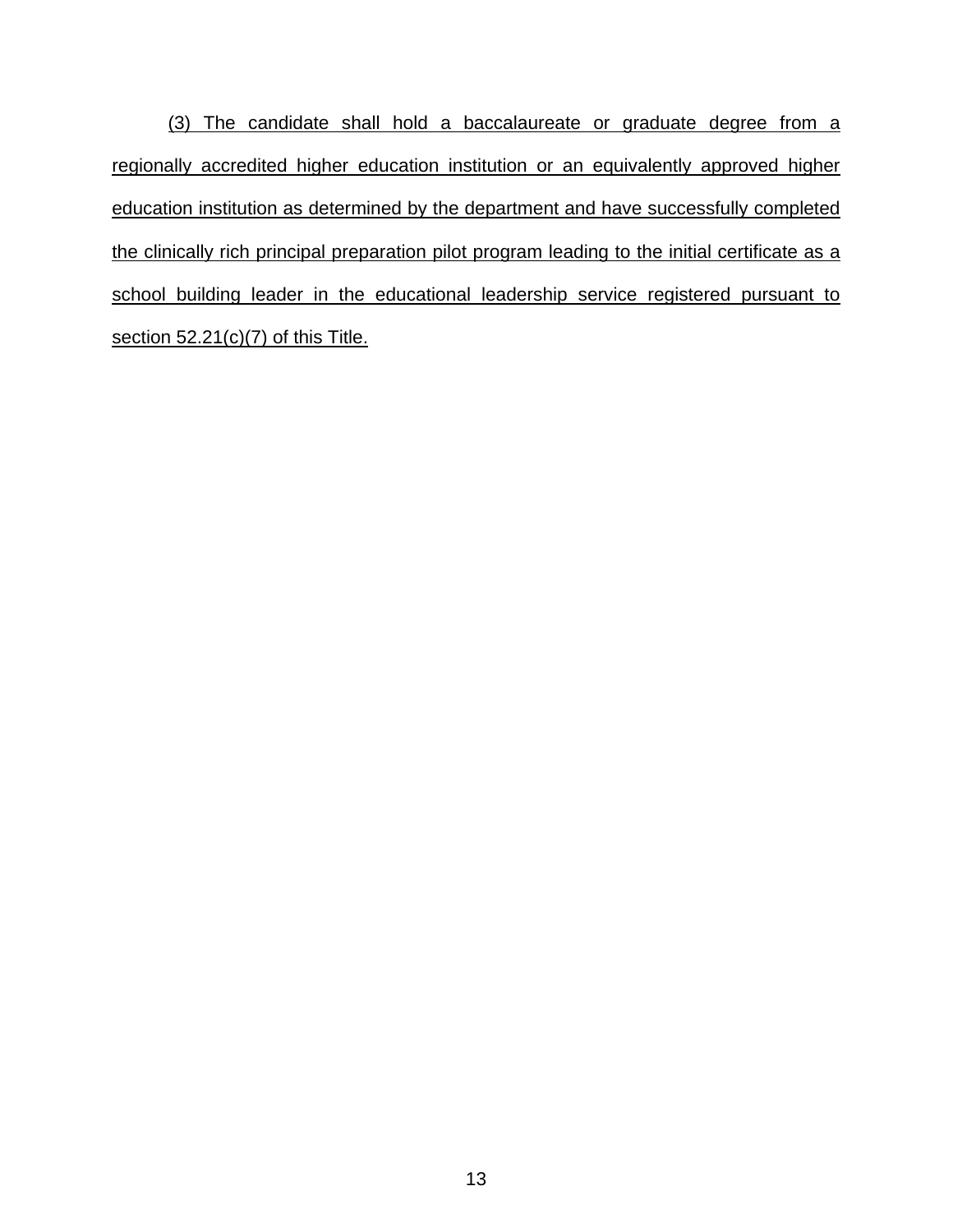(3) The candidate shall hold a baccalaureate or graduate degree from a regionally accredited higher education institution or an equivalently approved higher education institution as determined by the department and have successfully completed the clinically rich principal preparation pilot program leading to the initial certificate as a school building leader in the educational leadership service registered pursuant to section 52.21(c)(7) of this Title.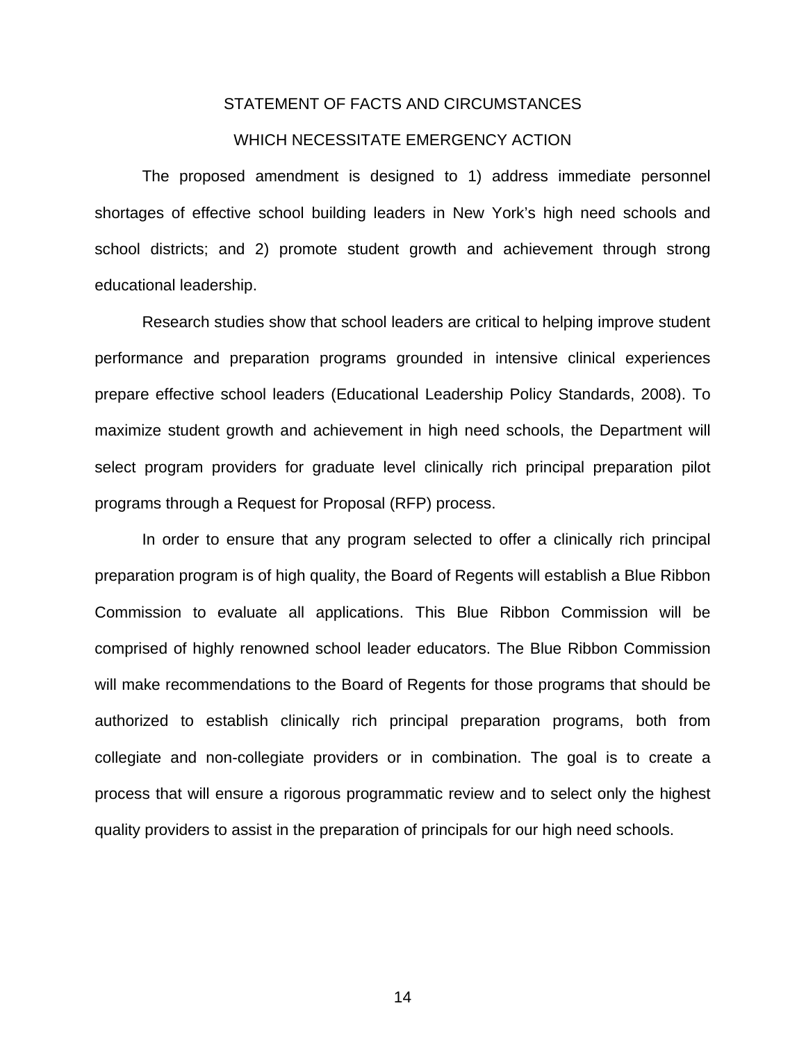## STATEMENT OF FACTS AND CIRCUMSTANCES

## WHICH NECESSITATE EMERGENCY ACTION

The proposed amendment is designed to 1) address immediate personnel shortages of effective school building leaders in New York's high need schools and school districts; and 2) promote student growth and achievement through strong educational leadership.

Research studies show that school leaders are critical to helping improve student performance and preparation programs grounded in intensive clinical experiences prepare effective school leaders (Educational Leadership Policy Standards, 2008). To maximize student growth and achievement in high need schools, the Department will select program providers for graduate level clinically rich principal preparation pilot programs through a Request for Proposal (RFP) process.

In order to ensure that any program selected to offer a clinically rich principal preparation program is of high quality, the Board of Regents will establish a Blue Ribbon Commission to evaluate all applications. This Blue Ribbon Commission will be comprised of highly renowned school leader educators. The Blue Ribbon Commission will make recommendations to the Board of Regents for those programs that should be authorized to establish clinically rich principal preparation programs, both from collegiate and non-collegiate providers or in combination. The goal is to create a process that will ensure a rigorous programmatic review and to select only the highest quality providers to assist in the preparation of principals for our high need schools.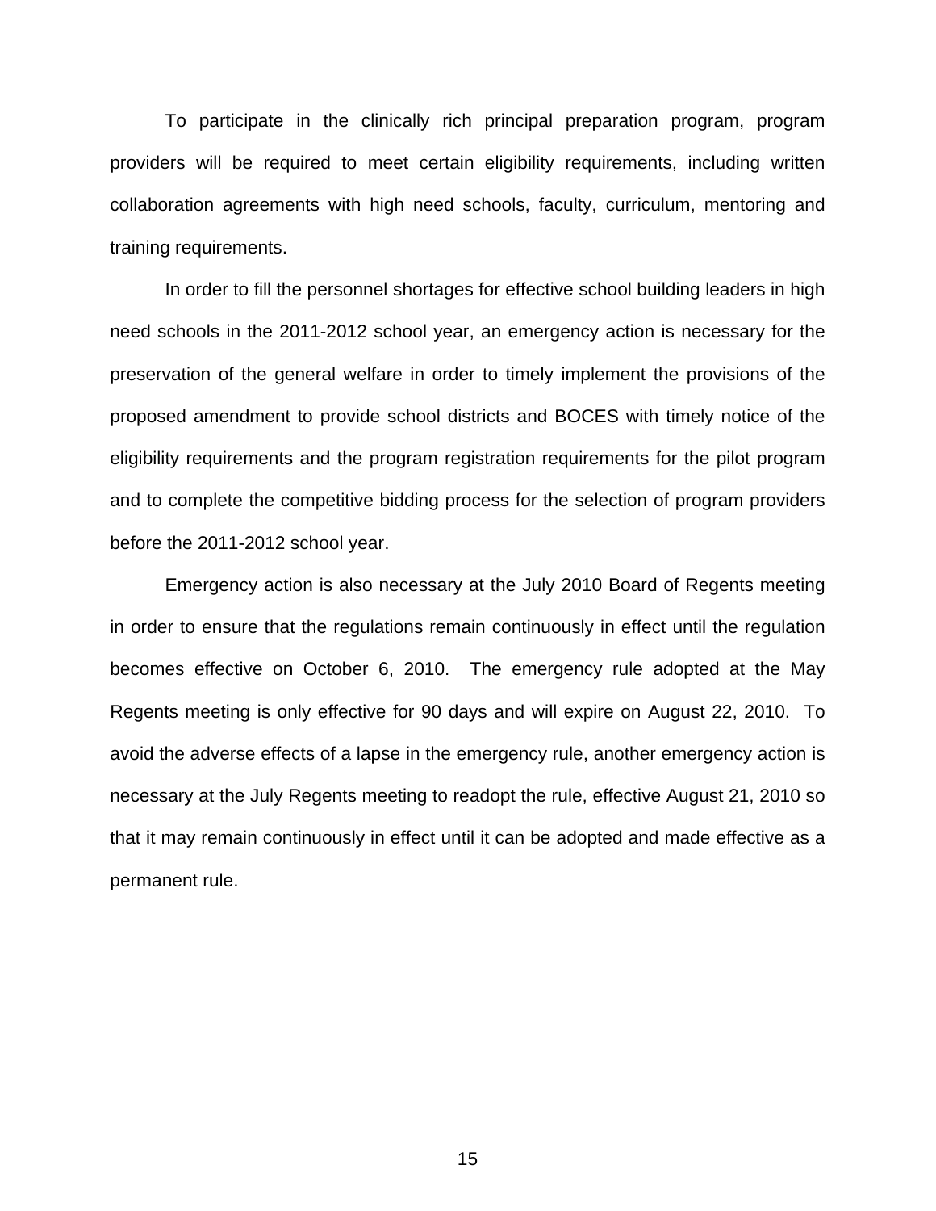To participate in the clinically rich principal preparation program, program providers will be required to meet certain eligibility requirements, including written collaboration agreements with high need schools, faculty, curriculum, mentoring and training requirements.

In order to fill the personnel shortages for effective school building leaders in high need schools in the 2011-2012 school year, an emergency action is necessary for the preservation of the general welfare in order to timely implement the provisions of the proposed amendment to provide school districts and BOCES with timely notice of the eligibility requirements and the program registration requirements for the pilot program and to complete the competitive bidding process for the selection of program providers before the 2011-2012 school year.

Emergency action is also necessary at the July 2010 Board of Regents meeting in order to ensure that the regulations remain continuously in effect until the regulation becomes effective on October 6, 2010. The emergency rule adopted at the May Regents meeting is only effective for 90 days and will expire on August 22, 2010. To avoid the adverse effects of a lapse in the emergency rule, another emergency action is necessary at the July Regents meeting to readopt the rule, effective August 21, 2010 so that it may remain continuously in effect until it can be adopted and made effective as a permanent rule.